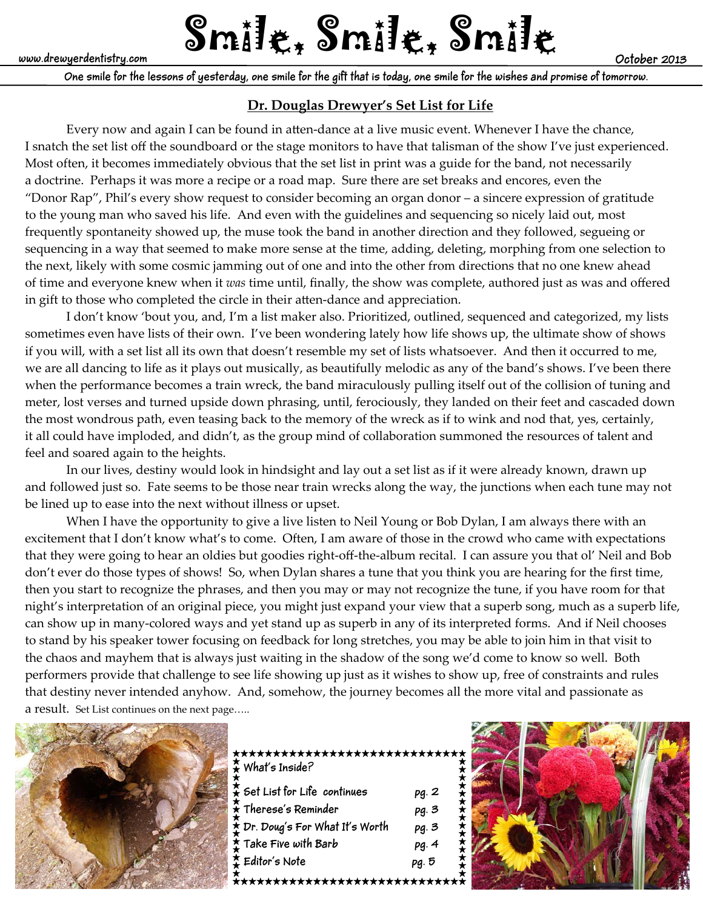# Smile, Smile, Smile

www.drewyerdentistry.com

October 2013

One smile for the lessons of yesterday, one smile for the gift that is today, one smile for the wishes and promise of tomorrow.

## Dr. Douglas Drewyer's Set List for Life

Every now and again I can be found in atten-dance at a live music event. Whenever I have the chance, I snatch the set list off the soundboard or the stage monitors to have that talisman of the show I've just experienced. Most often, it becomes immediately obvious that the set list in print was a guide for the band, not necessarily a doctrine. Perhaps it was more a recipe or a road map. Sure there are set breaks and encores, even the "Donor Rap", Phil's every show request to consider becoming an organ donor – a sincere expression of gratitude to the young man who saved his life. And even with the guidelines and sequencing so nicely laid out, most frequently spontaneity showed up, the muse took the band in another direction and they followed, segueing or sequencing in a way that seemed to make more sense at the time, adding, deleting, morphing from one selection to the next, likely with some cosmic jamming out of one and into the other from directions that no one knew ahead of time and everyone knew when it *was* time until, finally, the show was complete, authored just as was and offered in gift to those who completed the circle in their atten-dance and appreciation.

I don't know 'bout you, and, I'm a list maker also. Prioritized, outlined, sequenced and categorized, my lists sometimes even have lists of their own. I've been wondering lately how life shows up, the ultimate show of shows if you will, with a set list all its own that doesn't resemble my set of lists whatsoever. And then it occurred to me, we are all dancing to life as it plays out musically, as beautifully melodic as any of the band's shows. I've been there when the performance becomes a train wreck, the band miraculously pulling itself out of the collision of tuning and meter, lost verses and turned upside down phrasing, until, ferociously, they landed on their feet and cascaded down the most wondrous path, even teasing back to the memory of the wreck as if to wink and nod that, yes, certainly, it all could have imploded, and didn't, as the group mind of collaboration summoned the resources of talent and feel and soared again to the heights.

In our lives, destiny would look in hindsight and lay out a set list as if it were already known, drawn up and followed just so. Fate seems to be those near train wrecks along the way, the junctions when each tune may not be lined up to ease into the next without illness or upset.

When I have the opportunity to give a live listen to Neil Young or Bob Dylan, I am always there with an excitement that I don't know what's to come. Often, I am aware of those in the crowd who came with expectations that they were going to hear an oldies but goodies right-off-the-album recital. I can assure you that ol' Neil and Bob don't ever do those types of shows! So, when Dylan shares a tune that you think you are hearing for the first time, then you start to recognize the phrases, and then you may or may not recognize the tune, if you have room for that night's interpretation of an original piece, you might just expand your view that a superb song, much as a superb life, can show up in many-colored ways and yet stand up as superb in any of its interpreted forms. And if Neil chooses to stand by his speaker tower focusing on feedback for long stretches, you may be able to join him in that visit to the chaos and mayhem that is always just waiting in the shadow of the song we'd come to know so well. Both performers provide that challenge to see life showing up just as it wishes to show up, free of constraints and rules that destiny never intended anyhow. And, somehow, the journey becomes all the more vital and passionate as a result. Set List continues on the next page…..

**What's Inside?**

| | |
|---|---|
| Set List for Life continues | pg. 2 |
| Therese's Reminder | pg. 3 |
| Dr. Doug's For What It's Worth | pg. 3 |
| Take Five with Barb | pg. 4 |
| Editor's Note | pg. 5 |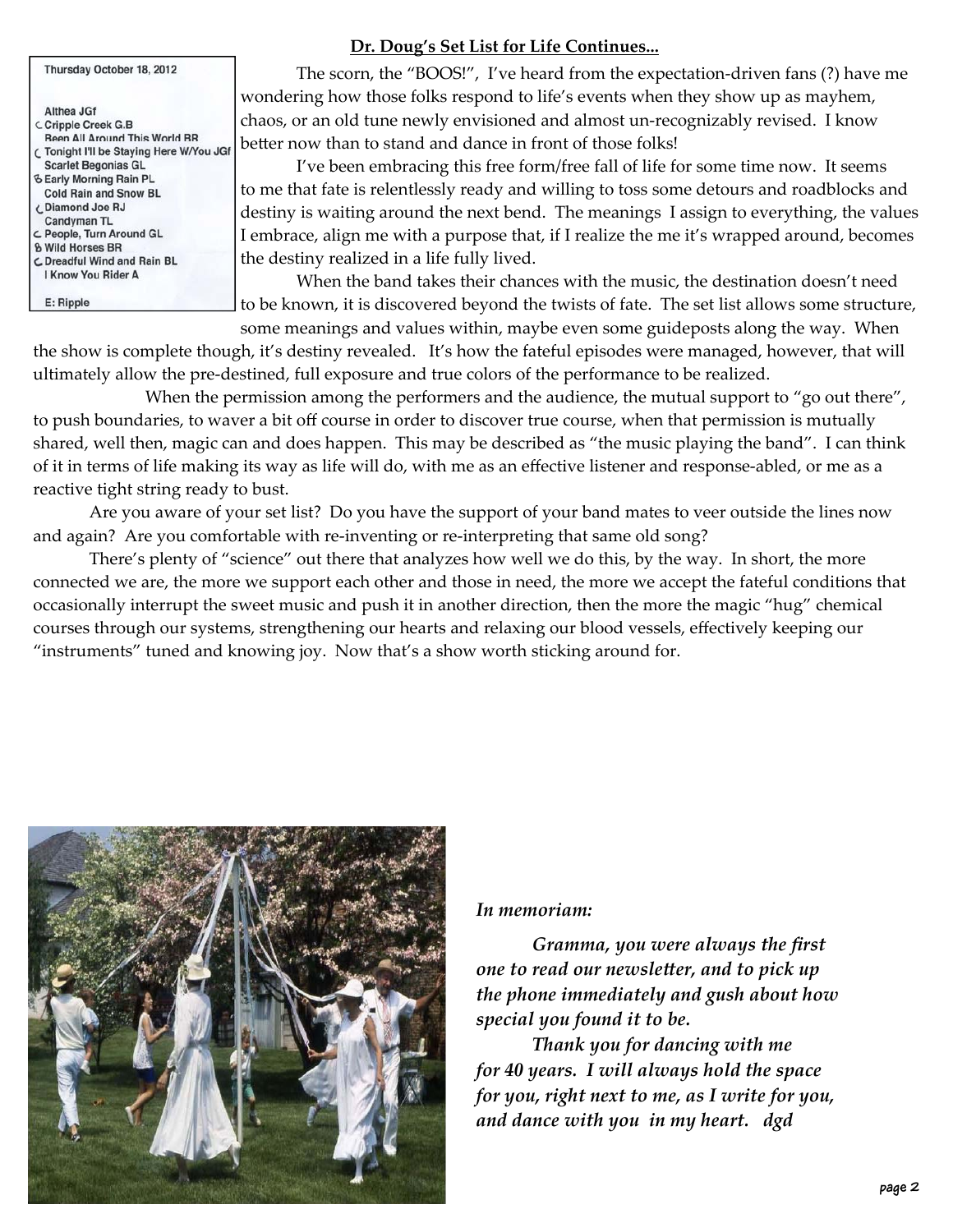## Dr. Doug's Set List for Life Continues...

Thursday October 18, 2012

Althea JGf
Cripple Creek G.B
Been All Around This World BR
Tonight I'll be Staying Here W/You JGf
Scarlet Begonias GL
Early Morning Rain PL
Cold Rain and Snow BL
Diamond Joe RJ
Candyman TL
People, Turn Around GL
Wild Horses BR
Dreadful Wind and Rain BL
I Know You Rider A

E: Ripple

The scorn, the "BOOS!", I've heard from the expectation-driven fans (?) have me wondering how those folks respond to life's events when they show up as mayhem, chaos, or an old tune newly envisioned and almost un-recognizably revised. I know better now than to stand and dance in front of those folks!

I've been embracing this free form/free fall of life for some time now. It seems to me that fate is relentlessly ready and willing to toss some detours and roadblocks and destiny is waiting around the next bend. The meanings I assign to everything, the values I embrace, align me with a purpose that, if I realize the me it's wrapped around, becomes the destiny realized in a life fully lived.

When the band takes their chances with the music, the destination doesn't need to be known, it is discovered beyond the twists of fate. The set list allows some structure, some meanings and values within, maybe even some guideposts along the way. When the show is complete though, it's destiny revealed. It's how the fateful episodes were managed, however, that will ultimately allow the pre-destined, full exposure and true colors of the performance to be realized.

When the permission among the performers and the audience, the mutual support to "go out there", to push boundaries, to waver a bit off course in order to discover true course, when that permission is mutually shared, well then, magic can and does happen. This may be described as "the music playing the band". I can think of it in terms of life making its way as life will do, with me as an effective listener and response-abled, or me as a reactive tight string ready to bust.

Are you aware of your set list? Do you have the support of your band mates to veer outside the lines now and again? Are you comfortable with re-inventing or re-interpreting that same old song?

There's plenty of "science" out there that analyzes how well we do this, by the way. In short, the more connected we are, the more we support each other and those in need, the more we accept the fateful conditions that occasionally interrupt the sweet music and push it in another direction, then the more the magic "hug" chemical courses through our systems, strengthening our hearts and relaxing our blood vessels, effectively keeping our "instruments" tuned and knowing joy. Now that's a show worth sticking around for.

*In memoriam:*

*Gramma, you were always the first one to read our newsletter, and to pick up the phone immediately and gush about how special you found it to be.*

*Thank you for dancing with me for 40 years. I will always hold the space for you, right next to me, as I write for you, and dance with you in my heart. dgd*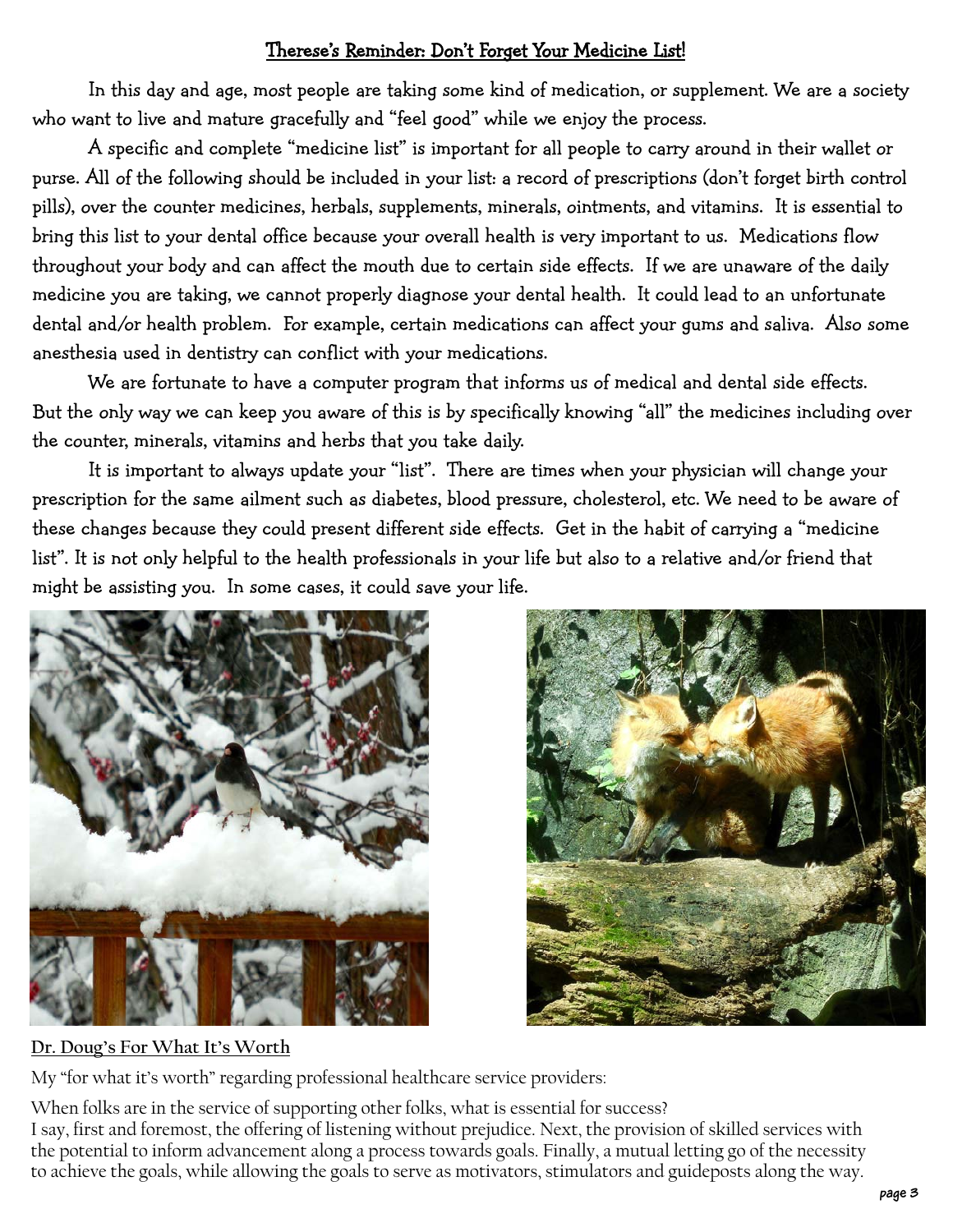## Therese's Reminder: Don't Forget Your Medicine List!

In this day and age, most people are taking some kind of medication, or supplement. We are a society who want to live and mature gracefully and "feel good" while we enjoy the process.

A specific and complete "medicine list" is important for all people to carry around in their wallet or purse. All of the following should be included in your list: a record of prescriptions (don't forget birth control pills), over the counter medicines, herbals, supplements, minerals, ointments, and vitamins. It is essential to bring this list to your dental office because your overall health is very important to us. Medications flow throughout your body and can affect the mouth due to certain side effects. If we are unaware of the daily medicine you are taking, we cannot properly diagnose your dental health. It could lead to an unfortunate dental and/or health problem. For example, certain medications can affect your gums and saliva. Also some anesthesia used in dentistry can conflict with your medications.

We are fortunate to have a computer program that informs us of medical and dental side effects. But the only way we can keep you aware of this is by specifically knowing "all" the medicines including over the counter, minerals, vitamins and herbs that you take daily.

It is important to always update your "list". There are times when your physician will change your prescription for the same ailment such as diabetes, blood pressure, cholesterol, etc. We need to be aware of these changes because they could present different side effects. Get in the habit of carrying a "medicine list". It is not only helpful to the health professionals in your life but also to a relative and/or friend that might be assisting you. In some cases, it could save your life.

## Dr. Doug's For What It's Worth

My "for what it's worth" regarding professional healthcare service providers:

When folks are in the service of supporting other folks, what is essential for success?
I say, first and foremost, the offering of listening without prejudice. Next, the provision of skilled services with the potential to inform advancement along a process towards goals. Finally, a mutual letting go of the necessity to achieve the goals, while allowing the goals to serve as motivators, stimulators and guideposts along the way.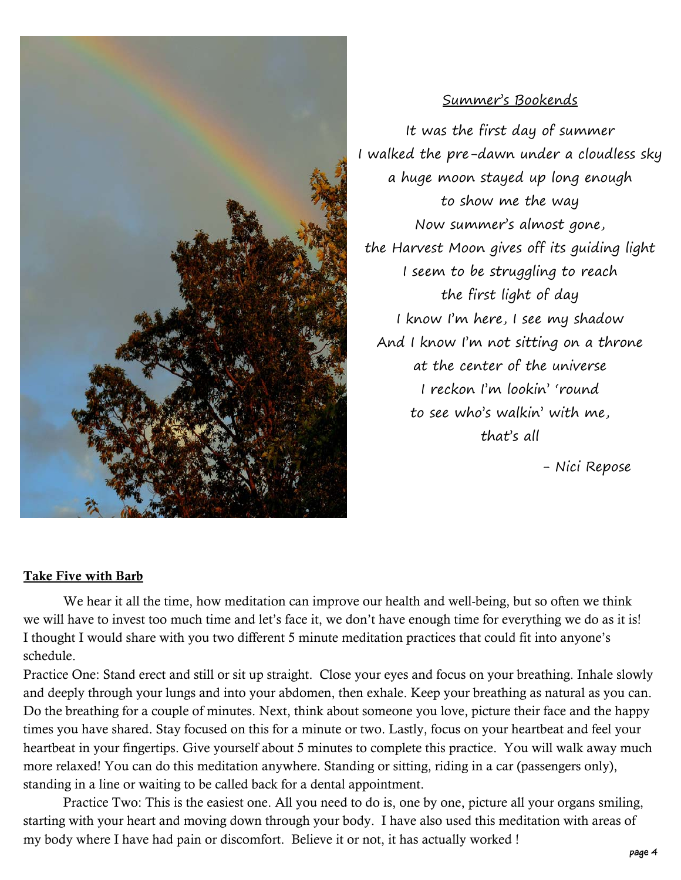## Summer's Bookends

It was the first day of summer  
I walked the pre-dawn under a cloudless sky  
a huge moon stayed up long enough  
to show me the way  
Now summer's almost gone,  
the Harvest Moon gives off its guiding light  
I seem to be struggling to reach  
the first light of day  
I know I'm here, I see my shadow  
And I know I'm not sitting on a throne  
at the center of the universe  
I reckon I'm lookin' 'round  
to see who's walkin' with me,  
that's all

- Nici Repose

## Take Five with Barb

We hear it all the time, how meditation can improve our health and well-being, but so often we think we will have to invest too much time and let's face it, we don't have enough time for everything we do as it is! I thought I would share with you two different 5 minute meditation practices that could fit into anyone's schedule.

Practice One: Stand erect and still or sit up straight. Close your eyes and focus on your breathing. Inhale slowly and deeply through your lungs and into your abdomen, then exhale. Keep your breathing as natural as you can. Do the breathing for a couple of minutes. Next, think about someone you love, picture their face and the happy times you have shared. Stay focused on this for a minute or two. Lastly, focus on your heartbeat and feel your heartbeat in your fingertips. Give yourself about 5 minutes to complete this practice. You will walk away much more relaxed! You can do this meditation anywhere. Standing or sitting, riding in a car (passengers only), standing in a line or waiting to be called back for a dental appointment.

Practice Two: This is the easiest one. All you need to do is, one by one, picture all your organs smiling, starting with your heart and moving down through your body. I have also used this meditation with areas of my body where I have had pain or discomfort. Believe it or not, it has actually worked !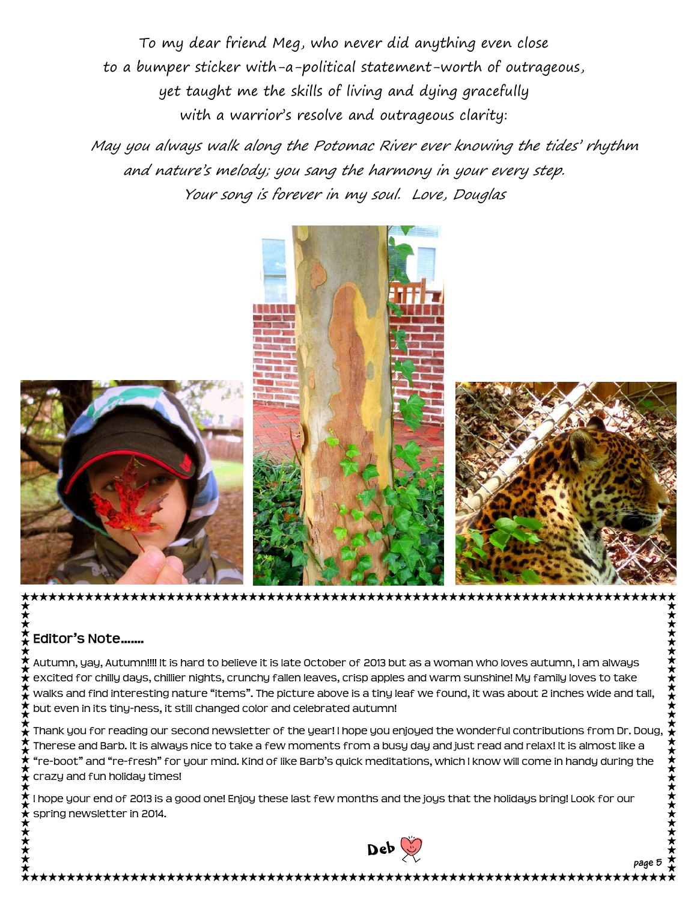*To my dear friend Meg, who never did anything even close to a bumper sticker with-a-political statement-worth of outrageous, yet taught me the skills of living and dying gracefully with a warrior's resolve and outrageous clarity:*

*May you always walk along the Potomac River ever knowing the tides' rhythm and nature's melody; you sang the harmony in your every step. Your song is forever in my soul. Love, Douglas*

## Editor's Note.......

Autumn, yay, Autumn!!!! It is hard to believe it is late October of 2013 but as a woman who loves autumn, I am always excited for chilly days, chillier nights, crunchy fallen leaves, crisp apples and warm sunshine! My family loves to take walks and find interesting nature "items". The picture above is a tiny leaf we found, it was about 2 inches wide and tall, but even in its tiny-ness, it still changed color and celebrated autumn!

Thank you for reading our second newsletter of the year! I hope you enjoyed the wonderful contributions from Dr. Doug, Therese and Barb. It is always nice to take a few moments from a busy day and just read and relax! It is almost like a "re-boot" and "re-fresh" for your mind. Kind of like Barb's quick meditations, which I know will come in handy during the crazy and fun holiday times!

I hope your end of 2013 is a good one! Enjoy these last few months and the joys that the holidays bring! Look for our spring newsletter in 2014.

Deb